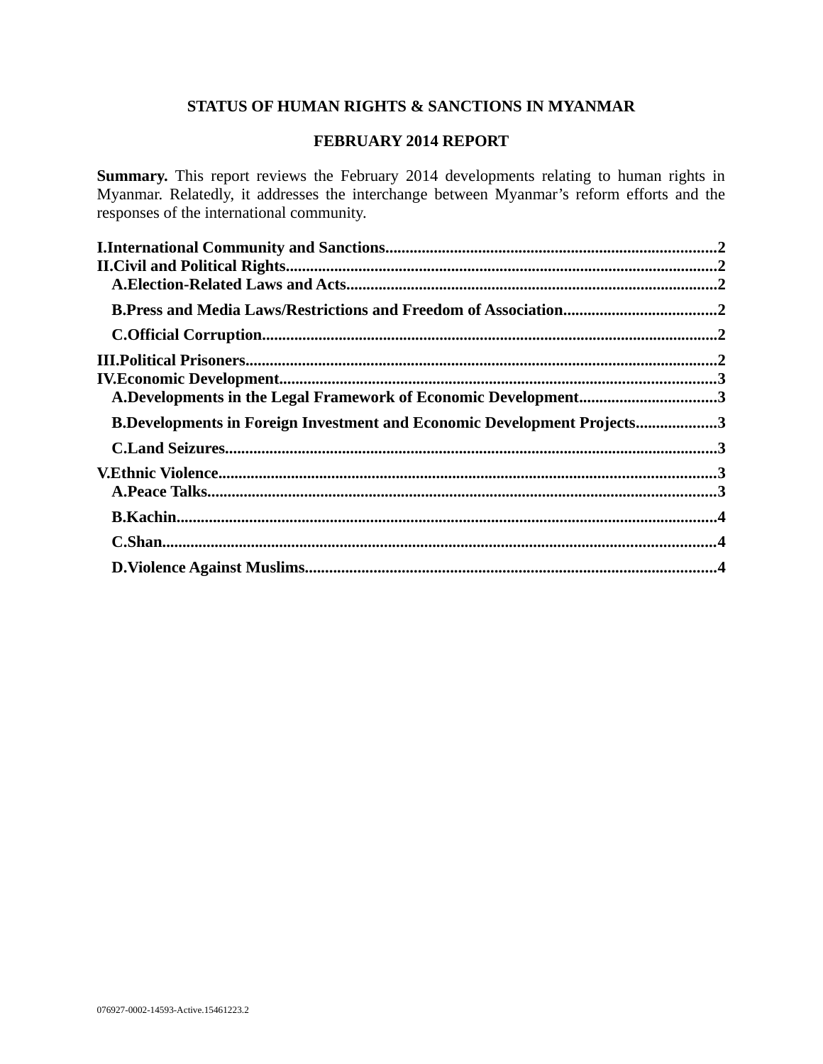**STATUS OF HUMAN RIGHTS & SANCTIONS IN MYANMAR**

**FEBRUARY 2014 REPORT**

**Summary.** This report reviews the February 2014 developments relating to human rights in Myanmar. Relatedly, it addresses the interchange between Myanmar's reform efforts and the responses of the international community.

**I.International Community and Sanctions....................2**
**II.Civil and Political Rights....................2**
- **A.Election-Related Laws and Acts....................2**
- **B.Press and Media Laws/Restrictions and Freedom of Association....................2**
- **C.Official Corruption....................2**

**III.Political Prisoners....................2**
**IV.Economic Development....................3**
- **A.Developments in the Legal Framework of Economic Development....................3**
- **B.Developments in Foreign Investment and Economic Development Projects....................3**
- **C.Land Seizures....................3**

**V.Ethnic Violence....................3**
- **A.Peace Talks....................3**
- **B.Kachin....................4**
- **C.Shan....................4**
- **D.Violence Against Muslims....................4**

076927-0002-14593-Active.15461223.2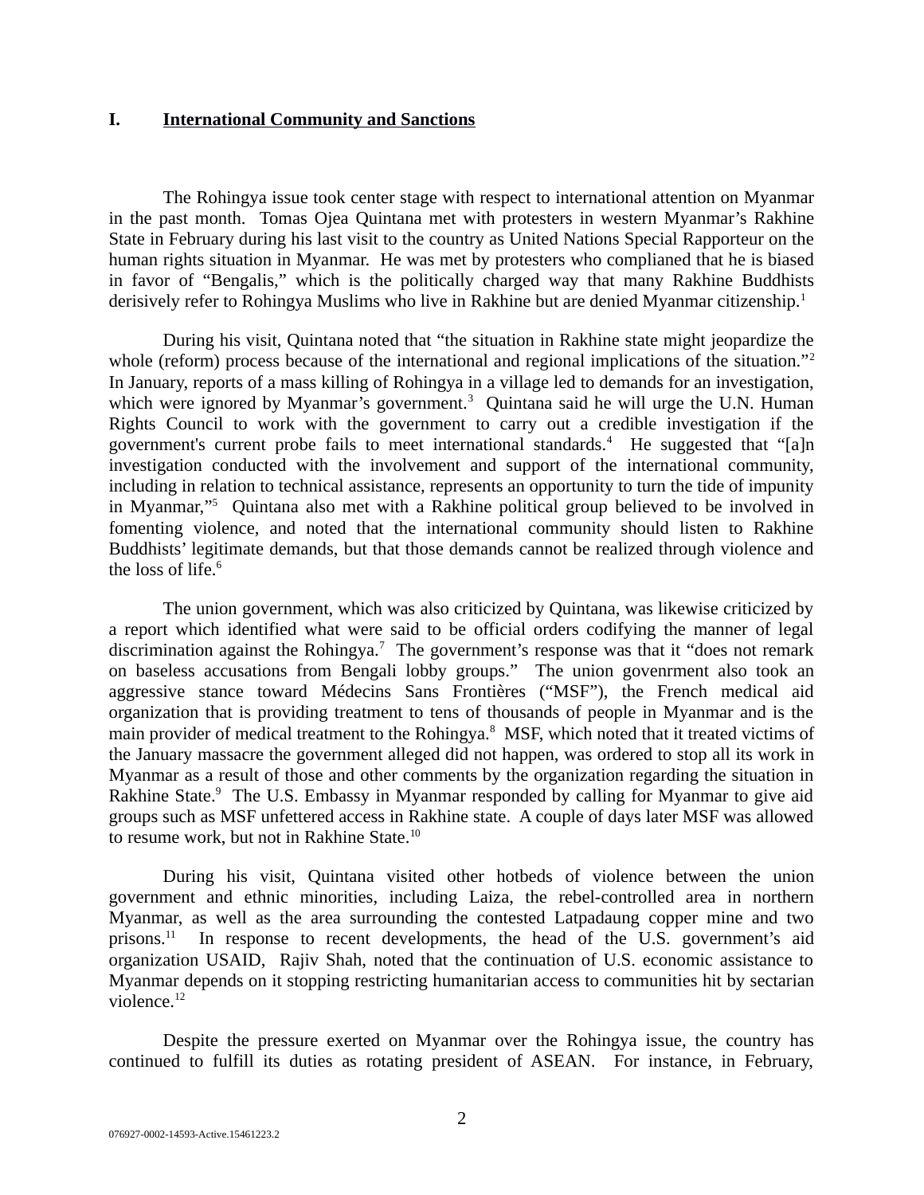## I. International Community and Sanctions

The Rohingya issue took center stage with respect to international attention on Myanmar in the past month. Tomas Ojea Quintana met with protesters in western Myanmar's Rakhine State in February during his last visit to the country as United Nations Special Rapporteur on the human rights situation in Myanmar. He was met by protesters who complianed that he is biased in favor of "Bengalis," which is the politically charged way that many Rakhine Buddhists derisively refer to Rohingya Muslims who live in Rakhine but are denied Myanmar citizenship.[1]

During his visit, Quintana noted that "the situation in Rakhine state might jeopardize the whole (reform) process because of the international and regional implications of the situation."[2] In January, reports of a mass killing of Rohingya in a village led to demands for an investigation, which were ignored by Myanmar's government.[3] Quintana said he will urge the U.N. Human Rights Council to work with the government to carry out a credible investigation if the government's current probe fails to meet international standards.[4] He suggested that "[a]n investigation conducted with the involvement and support of the international community, including in relation to technical assistance, represents an opportunity to turn the tide of impunity in Myanmar,"[5] Quintana also met with a Rakhine political group believed to be involved in fomenting violence, and noted that the international community should listen to Rakhine Buddhists' legitimate demands, but that those demands cannot be realized through violence and the loss of life.[6]

The union government, which was also criticized by Quintana, was likewise criticized by a report which identified what were said to be official orders codifying the manner of legal discrimination against the Rohingya.[7] The government's response was that it "does not remark on baseless accusations from Bengali lobby groups." The union govenrment also took an aggressive stance toward Médecins Sans Frontières ("MSF"), the French medical aid organization that is providing treatment to tens of thousands of people in Myanmar and is the main provider of medical treatment to the Rohingya.[8] MSF, which noted that it treated victims of the January massacre the government alleged did not happen, was ordered to stop all its work in Myanmar as a result of those and other comments by the organization regarding the situation in Rakhine State.[9] The U.S. Embassy in Myanmar responded by calling for Myanmar to give aid groups such as MSF unfettered access in Rakhine state. A couple of days later MSF was allowed to resume work, but not in Rakhine State.[10]

During his visit, Quintana visited other hotbeds of violence between the union government and ethnic minorities, including Laiza, the rebel-controlled area in northern Myanmar, as well as the area surrounding the contested Latpadaung copper mine and two prisons.[11] In response to recent developments, the head of the U.S. government's aid organization USAID, Rajiv Shah, noted that the continuation of U.S. economic assistance to Myanmar depends on it stopping restricting humanitarian access to communities hit by sectarian violence.[12]

Despite the pressure exerted on Myanmar over the Rohingya issue, the country has continued to fulfill its duties as rotating president of ASEAN. For instance, in February,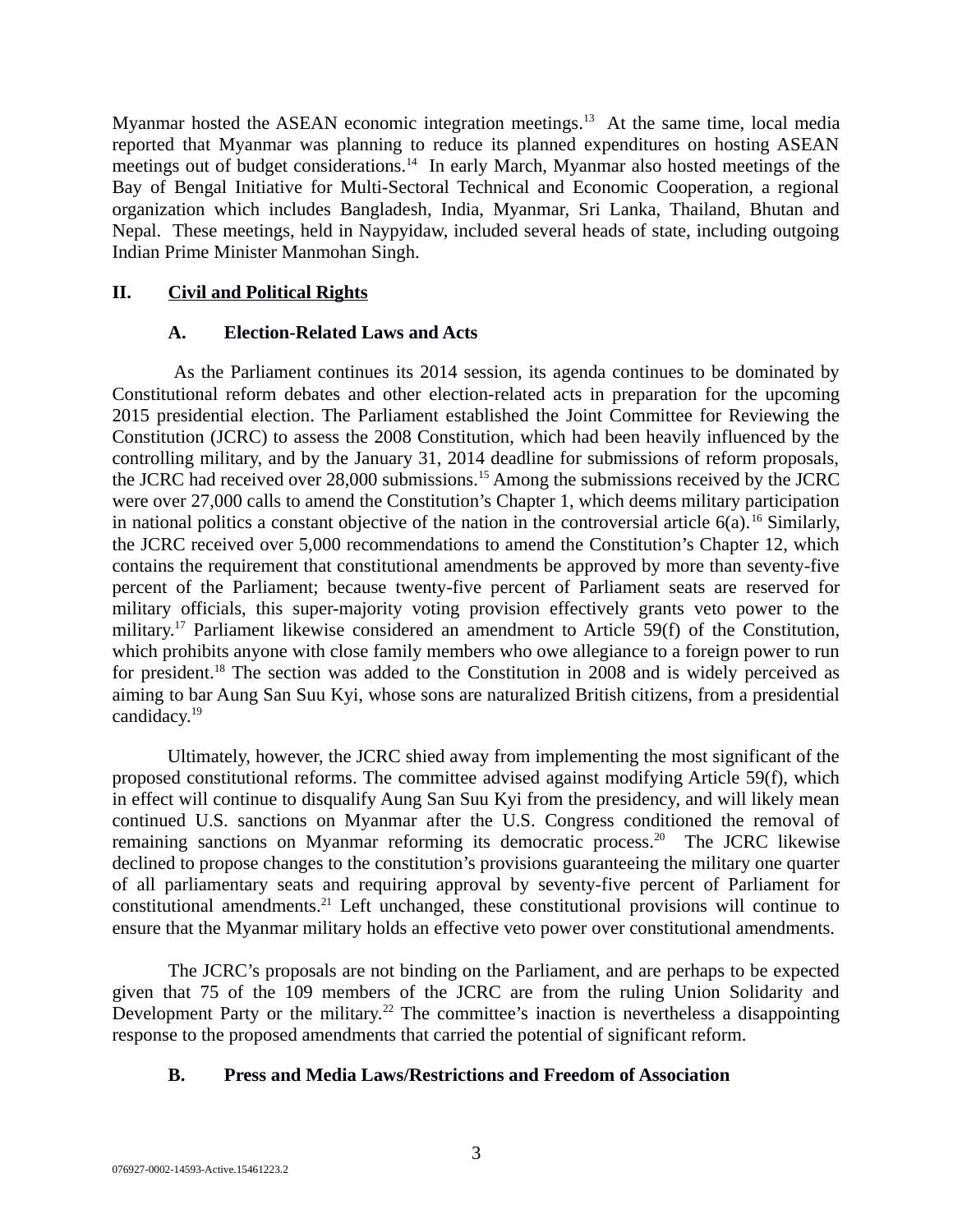Myanmar hosted the ASEAN economic integration meetings.[13] At the same time, local media reported that Myanmar was planning to reduce its planned expenditures on hosting ASEAN meetings out of budget considerations.[14] In early March, Myanmar also hosted meetings of the Bay of Bengal Initiative for Multi-Sectoral Technical and Economic Cooperation, a regional organization which includes Bangladesh, India, Myanmar, Sri Lanka, Thailand, Bhutan and Nepal. These meetings, held in Naypyidaw, included several heads of state, including outgoing Indian Prime Minister Manmohan Singh.

## II. Civil and Political Rights

### A. Election-Related Laws and Acts

As the Parliament continues its 2014 session, its agenda continues to be dominated by Constitutional reform debates and other election-related acts in preparation for the upcoming 2015 presidential election. The Parliament established the Joint Committee for Reviewing the Constitution (JCRC) to assess the 2008 Constitution, which had been heavily influenced by the controlling military, and by the January 31, 2014 deadline for submissions of reform proposals, the JCRC had received over 28,000 submissions.[15] Among the submissions received by the JCRC were over 27,000 calls to amend the Constitution's Chapter 1, which deems military participation in national politics a constant objective of the nation in the controversial article 6(a).[16] Similarly, the JCRC received over 5,000 recommendations to amend the Constitution's Chapter 12, which contains the requirement that constitutional amendments be approved by more than seventy-five percent of the Parliament; because twenty-five percent of Parliament seats are reserved for military officials, this super-majority voting provision effectively grants veto power to the military.[17] Parliament likewise considered an amendment to Article 59(f) of the Constitution, which prohibits anyone with close family members who owe allegiance to a foreign power to run for president.[18] The section was added to the Constitution in 2008 and is widely perceived as aiming to bar Aung San Suu Kyi, whose sons are naturalized British citizens, from a presidential candidacy.[19]

Ultimately, however, the JCRC shied away from implementing the most significant of the proposed constitutional reforms. The committee advised against modifying Article 59(f), which in effect will continue to disqualify Aung San Suu Kyi from the presidency, and will likely mean continued U.S. sanctions on Myanmar after the U.S. Congress conditioned the removal of remaining sanctions on Myanmar reforming its democratic process.[20] The JCRC likewise declined to propose changes to the constitution's provisions guaranteeing the military one quarter of all parliamentary seats and requiring approval by seventy-five percent of Parliament for constitutional amendments.[21] Left unchanged, these constitutional provisions will continue to ensure that the Myanmar military holds an effective veto power over constitutional amendments.

The JCRC's proposals are not binding on the Parliament, and are perhaps to be expected given that 75 of the 109 members of the JCRC are from the ruling Union Solidarity and Development Party or the military.[22] The committee's inaction is nevertheless a disappointing response to the proposed amendments that carried the potential of significant reform.

### B. Press and Media Laws/Restrictions and Freedom of Association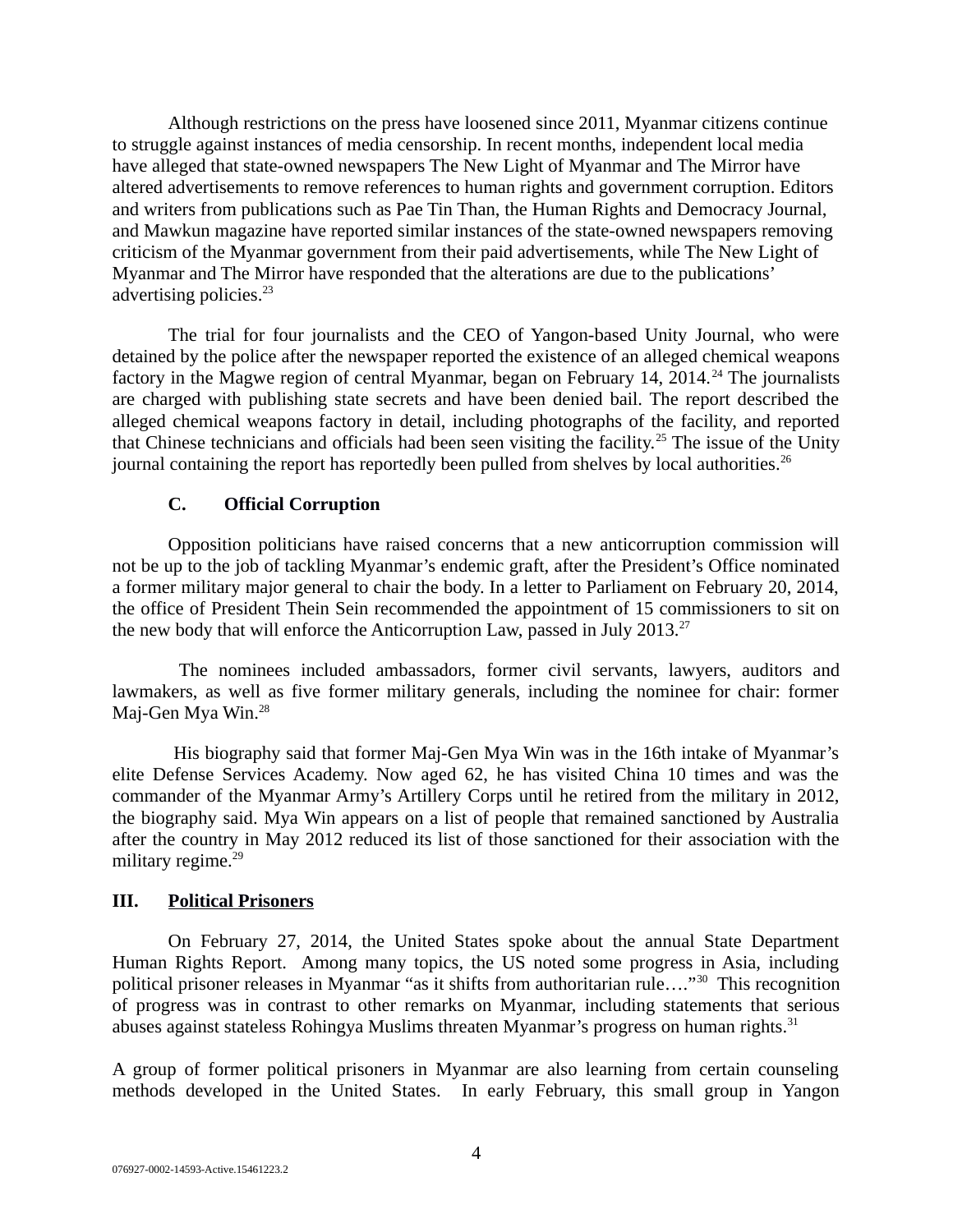Although restrictions on the press have loosened since 2011, Myanmar citizens continue to struggle against instances of media censorship. In recent months, independent local media have alleged that state-owned newspapers The New Light of Myanmar and The Mirror have altered advertisements to remove references to human rights and government corruption. Editors and writers from publications such as Pae Tin Than, the Human Rights and Democracy Journal, and Mawkun magazine have reported similar instances of the state-owned newspapers removing criticism of the Myanmar government from their paid advertisements, while The New Light of Myanmar and The Mirror have responded that the alterations are due to the publications' advertising policies.[23]

The trial for four journalists and the CEO of Yangon-based Unity Journal, who were detained by the police after the newspaper reported the existence of an alleged chemical weapons factory in the Magwe region of central Myanmar, began on February 14, 2014.[24] The journalists are charged with publishing state secrets and have been denied bail. The report described the alleged chemical weapons factory in detail, including photographs of the facility, and reported that Chinese technicians and officials had been seen visiting the facility.[25] The issue of the Unity journal containing the report has reportedly been pulled from shelves by local authorities.[26]

### C. Official Corruption

Opposition politicians have raised concerns that a new anticorruption commission will not be up to the job of tackling Myanmar's endemic graft, after the President's Office nominated a former military major general to chair the body. In a letter to Parliament on February 20, 2014, the office of President Thein Sein recommended the appointment of 15 commissioners to sit on the new body that will enforce the Anticorruption Law, passed in July 2013.[27]

The nominees included ambassadors, former civil servants, lawyers, auditors and lawmakers, as well as five former military generals, including the nominee for chair: former Maj-Gen Mya Win.[28]

His biography said that former Maj-Gen Mya Win was in the 16th intake of Myanmar's elite Defense Services Academy. Now aged 62, he has visited China 10 times and was the commander of the Myanmar Army's Artillery Corps until he retired from the military in 2012, the biography said. Mya Win appears on a list of people that remained sanctioned by Australia after the country in May 2012 reduced its list of those sanctioned for their association with the military regime.[29]

## III. Political Prisoners

On February 27, 2014, the United States spoke about the annual State Department Human Rights Report. Among many topics, the US noted some progress in Asia, including political prisoner releases in Myanmar "as it shifts from authoritarian rule…."[30] This recognition of progress was in contrast to other remarks on Myanmar, including statements that serious abuses against stateless Rohingya Muslims threaten Myanmar's progress on human rights.[31]

A group of former political prisoners in Myanmar are also learning from certain counseling methods developed in the United States. In early February, this small group in Yangon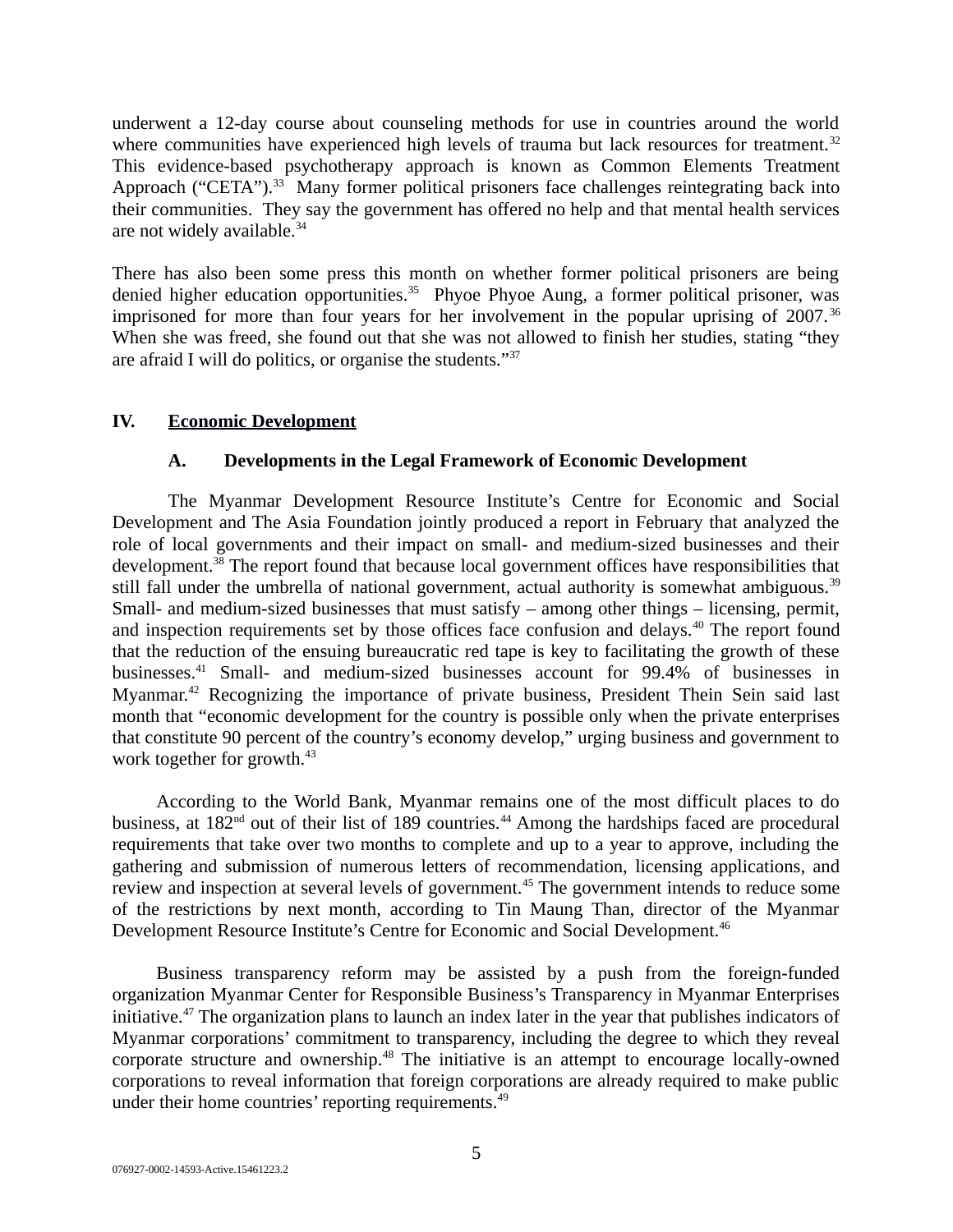underwent a 12-day course about counseling methods for use in countries around the world where communities have experienced high levels of trauma but lack resources for treatment.[32] This evidence-based psychotherapy approach is known as Common Elements Treatment Approach ("CETA").[33] Many former political prisoners face challenges reintegrating back into their communities. They say the government has offered no help and that mental health services are not widely available.[34]

There has also been some press this month on whether former political prisoners are being denied higher education opportunities.[35] Phyoe Phyoe Aung, a former political prisoner, was imprisoned for more than four years for her involvement in the popular uprising of 2007.[36] When she was freed, she found out that she was not allowed to finish her studies, stating "they are afraid I will do politics, or organise the students."[37]

## IV. Economic Development

### A. Developments in the Legal Framework of Economic Development

The Myanmar Development Resource Institute's Centre for Economic and Social Development and The Asia Foundation jointly produced a report in February that analyzed the role of local governments and their impact on small- and medium-sized businesses and their development.[38] The report found that because local government offices have responsibilities that still fall under the umbrella of national government, actual authority is somewhat ambiguous.[39] Small- and medium-sized businesses that must satisfy – among other things – licensing, permit, and inspection requirements set by those offices face confusion and delays.[40] The report found that the reduction of the ensuing bureaucratic red tape is key to facilitating the growth of these businesses.[41] Small- and medium-sized businesses account for 99.4% of businesses in Myanmar.[42] Recognizing the importance of private business, President Thein Sein said last month that "economic development for the country is possible only when the private enterprises that constitute 90 percent of the country's economy develop," urging business and government to work together for growth.[43]

According to the World Bank, Myanmar remains one of the most difficult places to do business, at 182nd out of their list of 189 countries.[44] Among the hardships faced are procedural requirements that take over two months to complete and up to a year to approve, including the gathering and submission of numerous letters of recommendation, licensing applications, and review and inspection at several levels of government.[45] The government intends to reduce some of the restrictions by next month, according to Tin Maung Than, director of the Myanmar Development Resource Institute's Centre for Economic and Social Development.[46]

Business transparency reform may be assisted by a push from the foreign-funded organization Myanmar Center for Responsible Business's Transparency in Myanmar Enterprises initiative.[47] The organization plans to launch an index later in the year that publishes indicators of Myanmar corporations' commitment to transparency, including the degree to which they reveal corporate structure and ownership.[48] The initiative is an attempt to encourage locally-owned corporations to reveal information that foreign corporations are already required to make public under their home countries' reporting requirements.[49]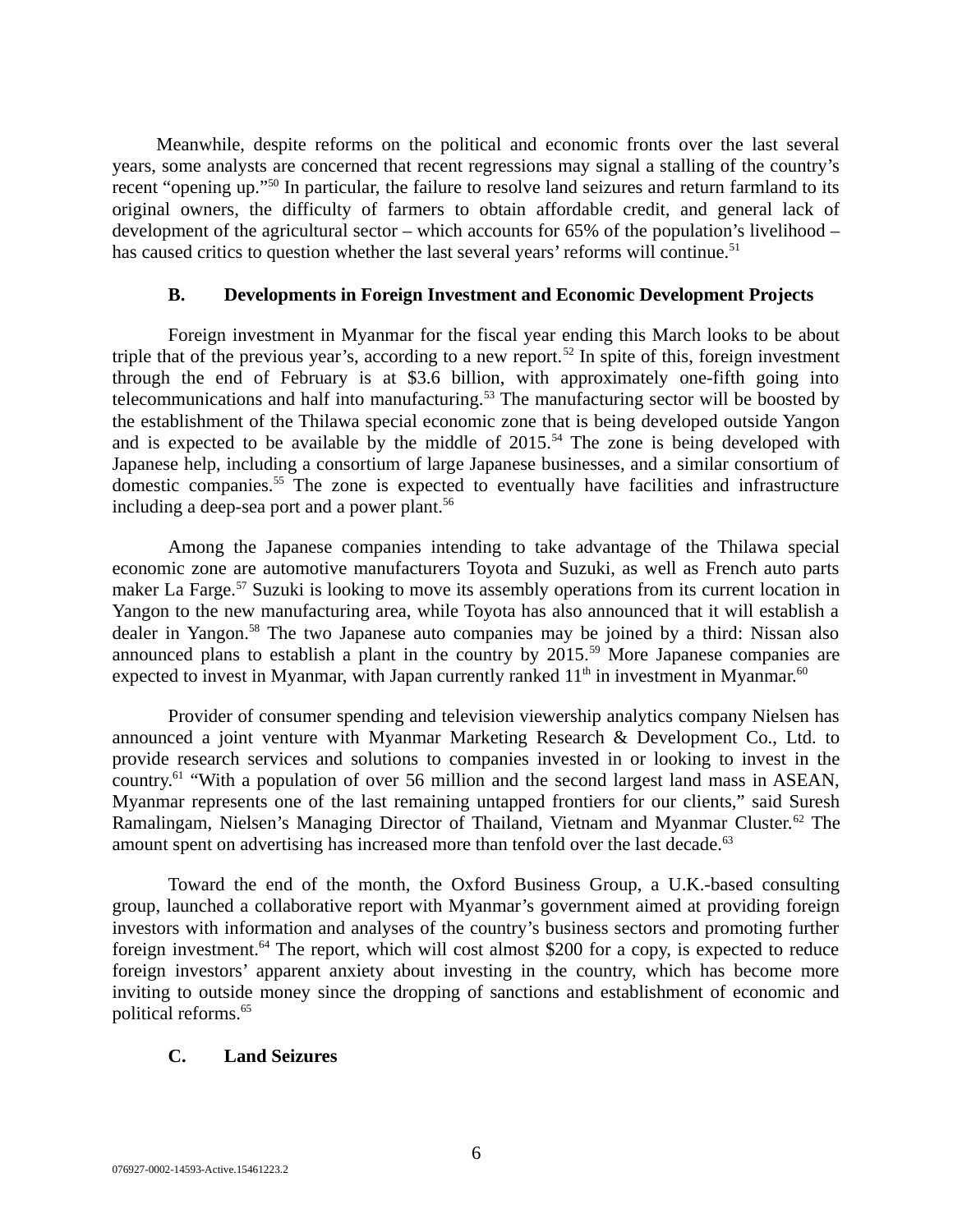Meanwhile, despite reforms on the political and economic fronts over the last several years, some analysts are concerned that recent regressions may signal a stalling of the country's recent "opening up."[50] In particular, the failure to resolve land seizures and return farmland to its original owners, the difficulty of farmers to obtain affordable credit, and general lack of development of the agricultural sector – which accounts for 65% of the population's livelihood – has caused critics to question whether the last several years' reforms will continue.[51]

### B. Developments in Foreign Investment and Economic Development Projects

Foreign investment in Myanmar for the fiscal year ending this March looks to be about triple that of the previous year's, according to a new report.[52] In spite of this, foreign investment through the end of February is at $3.6 billion, with approximately one-fifth going into telecommunications and half into manufacturing.[53] The manufacturing sector will be boosted by the establishment of the Thilawa special economic zone that is being developed outside Yangon and is expected to be available by the middle of 2015.[54] The zone is being developed with Japanese help, including a consortium of large Japanese businesses, and a similar consortium of domestic companies.[55] The zone is expected to eventually have facilities and infrastructure including a deep-sea port and a power plant.[56]

Among the Japanese companies intending to take advantage of the Thilawa special economic zone are automotive manufacturers Toyota and Suzuki, as well as French auto parts maker La Farge.[57] Suzuki is looking to move its assembly operations from its current location in Yangon to the new manufacturing area, while Toyota has also announced that it will establish a dealer in Yangon.[58] The two Japanese auto companies may be joined by a third: Nissan also announced plans to establish a plant in the country by 2015.[59] More Japanese companies are expected to invest in Myanmar, with Japan currently ranked 11th in investment in Myanmar.[60]

Provider of consumer spending and television viewership analytics company Nielsen has announced a joint venture with Myanmar Marketing Research & Development Co., Ltd. to provide research services and solutions to companies invested in or looking to invest in the country.[61] "With a population of over 56 million and the second largest land mass in ASEAN, Myanmar represents one of the last remaining untapped frontiers for our clients," said Suresh Ramalingam, Nielsen's Managing Director of Thailand, Vietnam and Myanmar Cluster.[62] The amount spent on advertising has increased more than tenfold over the last decade.[63]

Toward the end of the month, the Oxford Business Group, a U.K.-based consulting group, launched a collaborative report with Myanmar's government aimed at providing foreign investors with information and analyses of the country's business sectors and promoting further foreign investment.[64] The report, which will cost almost $200 for a copy, is expected to reduce foreign investors' apparent anxiety about investing in the country, which has become more inviting to outside money since the dropping of sanctions and establishment of economic and political reforms.[65]

### C. Land Seizures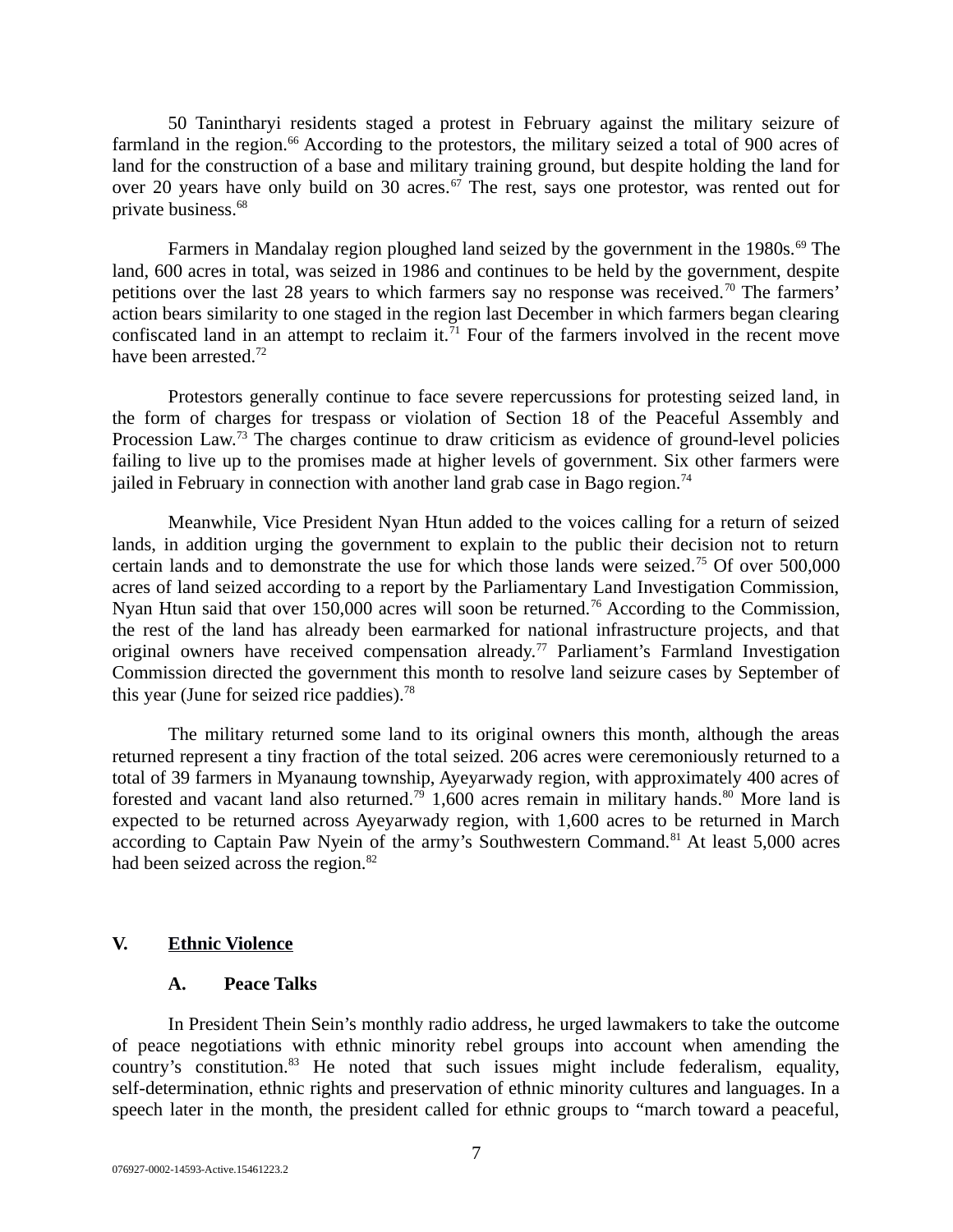50 Tanintharyi residents staged a protest in February against the military seizure of farmland in the region.[66] According to the protestors, the military seized a total of 900 acres of land for the construction of a base and military training ground, but despite holding the land for over 20 years have only build on 30 acres.[67] The rest, says one protestor, was rented out for private business.[68]

Farmers in Mandalay region ploughed land seized by the government in the 1980s.[69] The land, 600 acres in total, was seized in 1986 and continues to be held by the government, despite petitions over the last 28 years to which farmers say no response was received.[70] The farmers' action bears similarity to one staged in the region last December in which farmers began clearing confiscated land in an attempt to reclaim it.[71] Four of the farmers involved in the recent move have been arrested.[72]

Protestors generally continue to face severe repercussions for protesting seized land, in the form of charges for trespass or violation of Section 18 of the Peaceful Assembly and Procession Law.[73] The charges continue to draw criticism as evidence of ground-level policies failing to live up to the promises made at higher levels of government. Six other farmers were jailed in February in connection with another land grab case in Bago region.[74]

Meanwhile, Vice President Nyan Htun added to the voices calling for a return of seized lands, in addition urging the government to explain to the public their decision not to return certain lands and to demonstrate the use for which those lands were seized.[75] Of over 500,000 acres of land seized according to a report by the Parliamentary Land Investigation Commission, Nyan Htun said that over 150,000 acres will soon be returned.[76] According to the Commission, the rest of the land has already been earmarked for national infrastructure projects, and that original owners have received compensation already.[77] Parliament's Farmland Investigation Commission directed the government this month to resolve land seizure cases by September of this year (June for seized rice paddies).[78]

The military returned some land to its original owners this month, although the areas returned represent a tiny fraction of the total seized. 206 acres were ceremoniously returned to a total of 39 farmers in Myanaung township, Ayeyarwady region, with approximately 400 acres of forested and vacant land also returned.[79] 1,600 acres remain in military hands.[80] More land is expected to be returned across Ayeyarwady region, with 1,600 acres to be returned in March according to Captain Paw Nyein of the army's Southwestern Command.[81] At least 5,000 acres had been seized across the region.[82]

## V. Ethnic Violence

### A. Peace Talks

In President Thein Sein's monthly radio address, he urged lawmakers to take the outcome of peace negotiations with ethnic minority rebel groups into account when amending the country's constitution.[83] He noted that such issues might include federalism, equality, self-determination, ethnic rights and preservation of ethnic minority cultures and languages. In a speech later in the month, the president called for ethnic groups to "march toward a peaceful,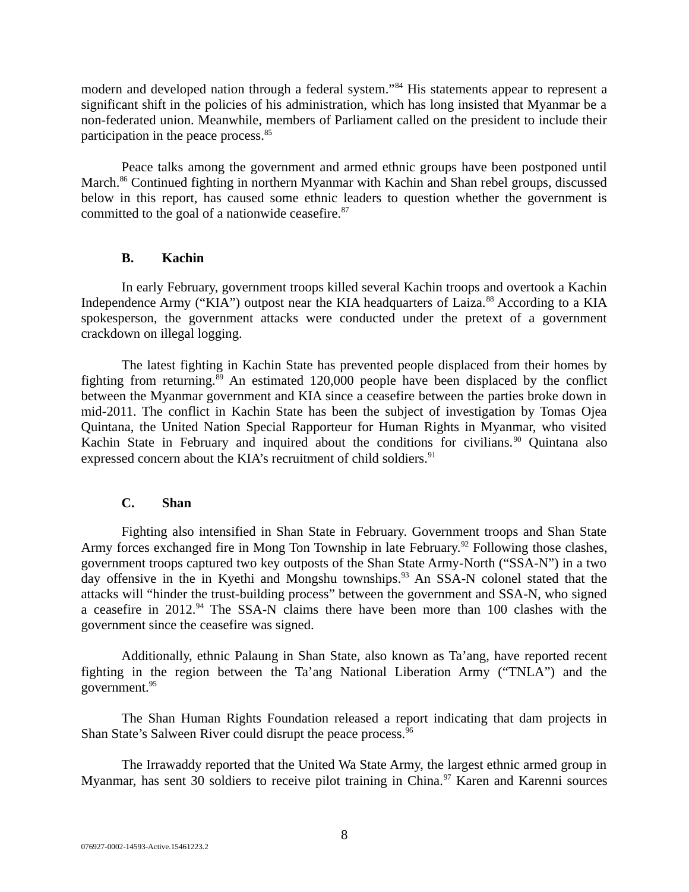modern and developed nation through a federal system."[84] His statements appear to represent a significant shift in the policies of his administration, which has long insisted that Myanmar be a non-federated union. Meanwhile, members of Parliament called on the president to include their participation in the peace process.[85]

Peace talks among the government and armed ethnic groups have been postponed until March.[86] Continued fighting in northern Myanmar with Kachin and Shan rebel groups, discussed below in this report, has caused some ethnic leaders to question whether the government is committed to the goal of a nationwide ceasefire.[87]

### B. Kachin

In early February, government troops killed several Kachin troops and overtook a Kachin Independence Army ("KIA") outpost near the KIA headquarters of Laiza.[88] According to a KIA spokesperson, the government attacks were conducted under the pretext of a government crackdown on illegal logging.

The latest fighting in Kachin State has prevented people displaced from their homes by fighting from returning.[89] An estimated 120,000 people have been displaced by the conflict between the Myanmar government and KIA since a ceasefire between the parties broke down in mid-2011. The conflict in Kachin State has been the subject of investigation by Tomas Ojea Quintana, the United Nation Special Rapporteur for Human Rights in Myanmar, who visited Kachin State in February and inquired about the conditions for civilians.[90] Quintana also expressed concern about the KIA's recruitment of child soldiers.[91]

### C. Shan

Fighting also intensified in Shan State in February. Government troops and Shan State Army forces exchanged fire in Mong Ton Township in late February.[92] Following those clashes, government troops captured two key outposts of the Shan State Army-North ("SSA-N") in a two day offensive in the in Kyethi and Mongshu townships.[93] An SSA-N colonel stated that the attacks will "hinder the trust-building process" between the government and SSA-N, who signed a ceasefire in 2012.[94] The SSA-N claims there have been more than 100 clashes with the government since the ceasefire was signed.

Additionally, ethnic Palaung in Shan State, also known as Ta'ang, have reported recent fighting in the region between the Ta'ang National Liberation Army ("TNLA") and the government.[95]

The Shan Human Rights Foundation released a report indicating that dam projects in Shan State's Salween River could disrupt the peace process.[96]

The Irrawaddy reported that the United Wa State Army, the largest ethnic armed group in Myanmar, has sent 30 soldiers to receive pilot training in China.[97] Karen and Karenni sources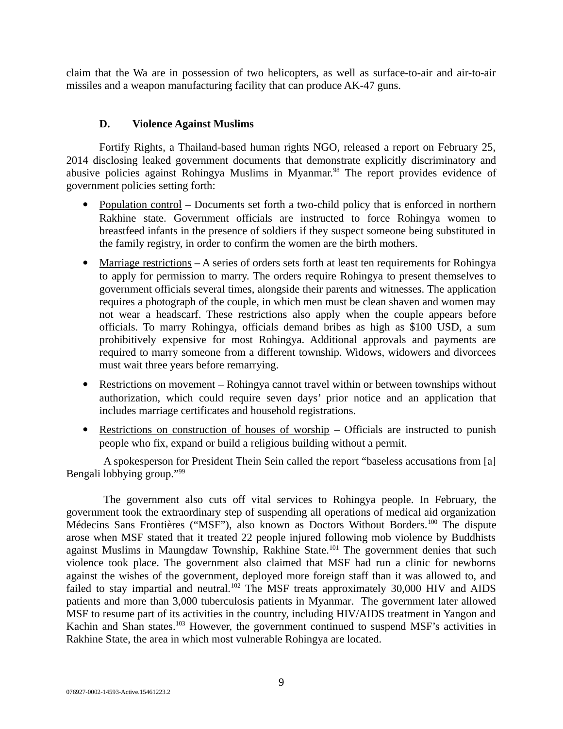claim that the Wa are in possession of two helicopters, as well as surface-to-air and air-to-air missiles and a weapon manufacturing facility that can produce AK-47 guns.

### D. Violence Against Muslims

Fortify Rights, a Thailand-based human rights NGO, released a report on February 25, 2014 disclosing leaked government documents that demonstrate explicitly discriminatory and abusive policies against Rohingya Muslims in Myanmar.[98] The report provides evidence of government policies setting forth:

- Population control – Documents set forth a two-child policy that is enforced in northern Rakhine state. Government officials are instructed to force Rohingya women to breastfeed infants in the presence of soldiers if they suspect someone being substituted in the family registry, in order to confirm the women are the birth mothers.
- Marriage restrictions – A series of orders sets forth at least ten requirements for Rohingya to apply for permission to marry. The orders require Rohingya to present themselves to government officials several times, alongside their parents and witnesses. The application requires a photograph of the couple, in which men must be clean shaven and women may not wear a headscarf. These restrictions also apply when the couple appears before officials. To marry Rohingya, officials demand bribes as high as $100 USD, a sum prohibitively expensive for most Rohingya. Additional approvals and payments are required to marry someone from a different township. Widows, widowers and divorcees must wait three years before remarrying.
- Restrictions on movement – Rohingya cannot travel within or between townships without authorization, which could require seven days' prior notice and an application that includes marriage certificates and household registrations.
- Restrictions on construction of houses of worship – Officials are instructed to punish people who fix, expand or build a religious building without a permit.

A spokesperson for President Thein Sein called the report "baseless accusations from [a] Bengali lobbying group."[99]

The government also cuts off vital services to Rohingya people. In February, the government took the extraordinary step of suspending all operations of medical aid organization Médecins Sans Frontières ("MSF"), also known as Doctors Without Borders.[100] The dispute arose when MSF stated that it treated 22 people injured following mob violence by Buddhists against Muslims in Maungdaw Township, Rakhine State.[101] The government denies that such violence took place. The government also claimed that MSF had run a clinic for newborns against the wishes of the government, deployed more foreign staff than it was allowed to, and failed to stay impartial and neutral.[102] The MSF treats approximately 30,000 HIV and AIDS patients and more than 3,000 tuberculosis patients in Myanmar. The government later allowed MSF to resume part of its activities in the country, including HIV/AIDS treatment in Yangon and Kachin and Shan states.[103] However, the government continued to suspend MSF's activities in Rakhine State, the area in which most vulnerable Rohingya are located.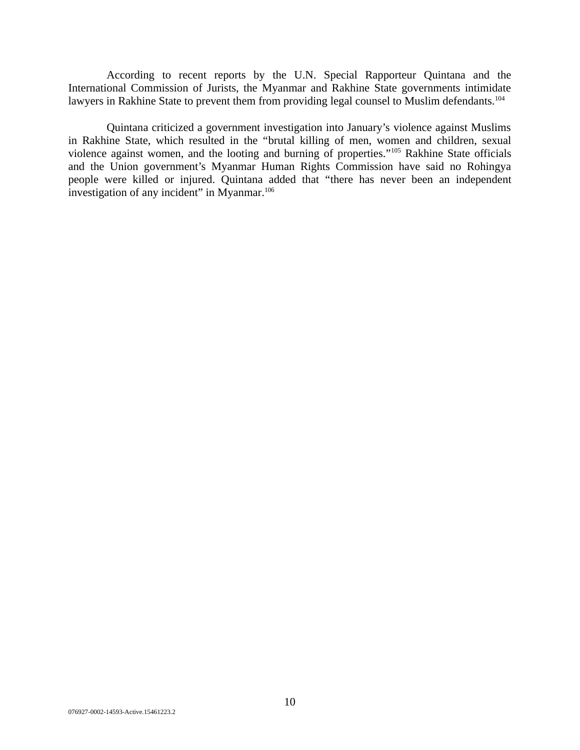According to recent reports by the U.N. Special Rapporteur Quintana and the International Commission of Jurists, the Myanmar and Rakhine State governments intimidate lawyers in Rakhine State to prevent them from providing legal counsel to Muslim defendants.[104]

Quintana criticized a government investigation into January's violence against Muslims in Rakhine State, which resulted in the "brutal killing of men, women and children, sexual violence against women, and the looting and burning of properties."[105] Rakhine State officials and the Union government's Myanmar Human Rights Commission have said no Rohingya people were killed or injured. Quintana added that "there has never been an independent investigation of any incident" in Myanmar.[106]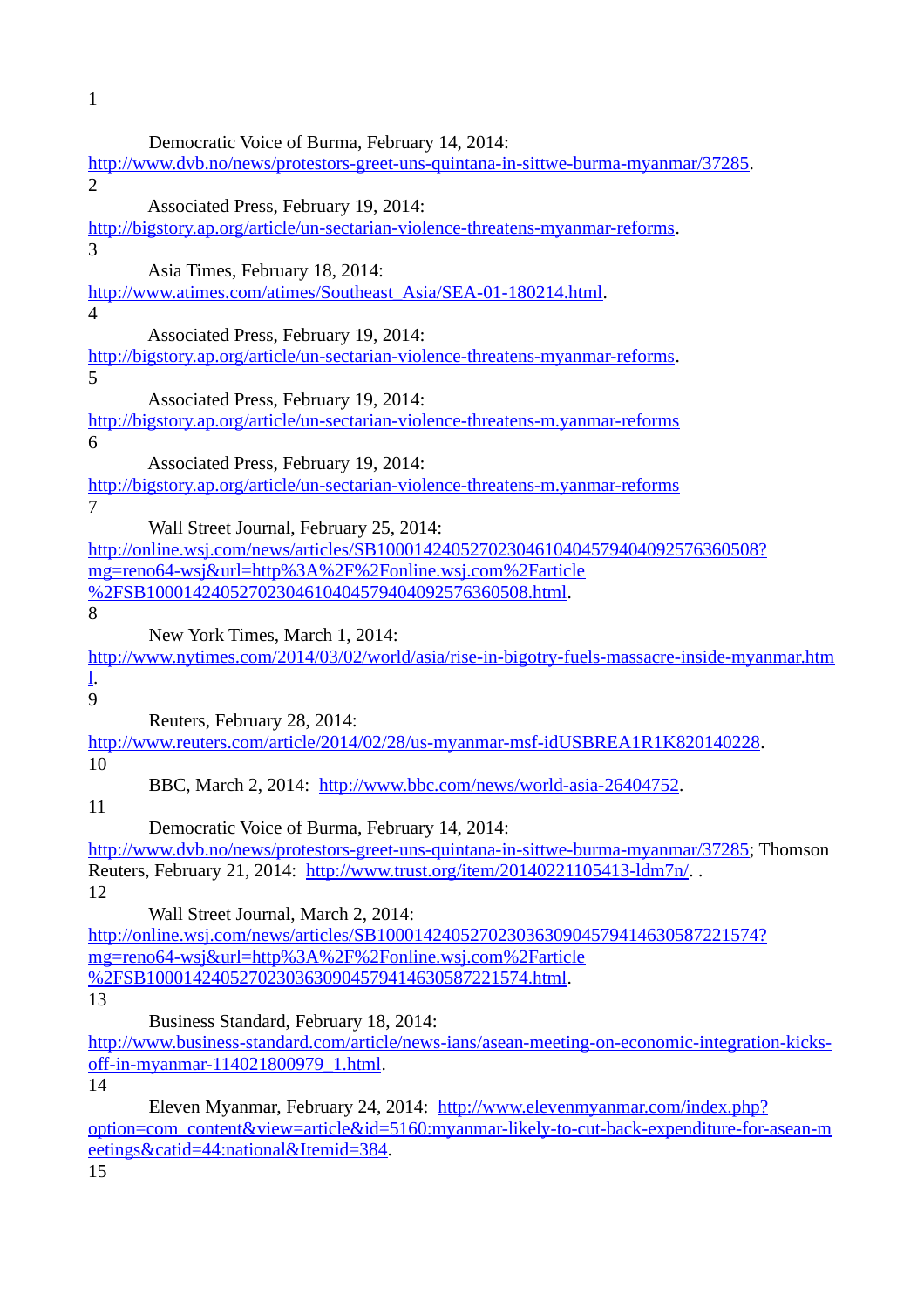1

Democratic Voice of Burma, February 14, 2014: http://www.dvb.no/news/protestors-greet-uns-quintana-in-sittwe-burma-myanmar/37285.

2

Associated Press, February 19, 2014: http://bigstory.ap.org/article/un-sectarian-violence-threatens-myanmar-reforms.

3

Asia Times, February 18, 2014: http://www.atimes.com/atimes/Southeast_Asia/SEA-01-180214.html.

4

Associated Press, February 19, 2014: http://bigstory.ap.org/article/un-sectarian-violence-threatens-myanmar-reforms.

5

Associated Press, February 19, 2014: http://bigstory.ap.org/article/un-sectarian-violence-threatens-m.yanmar-reforms

6

Associated Press, February 19, 2014: http://bigstory.ap.org/article/un-sectarian-violence-threatens-m.yanmar-reforms

7

Wall Street Journal, February 25, 2014: http://online.wsj.com/news/articles/SB10001424052702304610404579404092576360508?mg=reno64-wsj&url=http%3A%2F%2Fonline.wsj.com%2Farticle%2FSB10001424052702304610404579404092576360508.html.

8

New York Times, March 1, 2014: http://www.nytimes.com/2014/03/02/world/asia/rise-in-bigotry-fuels-massacre-inside-myanmar.html.

9

Reuters, February 28, 2014: http://www.reuters.com/article/2014/02/28/us-myanmar-msf-idUSBREA1R1K820140228.

10

BBC, March 2, 2014: http://www.bbc.com/news/world-asia-26404752.

11

Democratic Voice of Burma, February 14, 2014: http://www.dvb.no/news/protestors-greet-uns-quintana-in-sittwe-burma-myanmar/37285; Thomson Reuters, February 21, 2014: http://www.trust.org/item/20140221105413-ldm7n/. .

12

Wall Street Journal, March 2, 2014: http://online.wsj.com/news/articles/SB10001424052702303630904579414630587221574?mg=reno64-wsj&url=http%3A%2F%2Fonline.wsj.com%2Farticle%2FSB10001424052702303630904579414630587221574.html.

13

Business Standard, February 18, 2014: http://www.business-standard.com/article/news-ians/asean-meeting-on-economic-integration-kicks-off-in-myanmar-114021800979_1.html.

14

Eleven Myanmar, February 24, 2014: http://www.elevenmyanmar.com/index.php?option=com_content&view=article&id=5160:myanmar-likely-to-cut-back-expenditure-for-asean-meetings&catid=44:national&Itemid=384.

15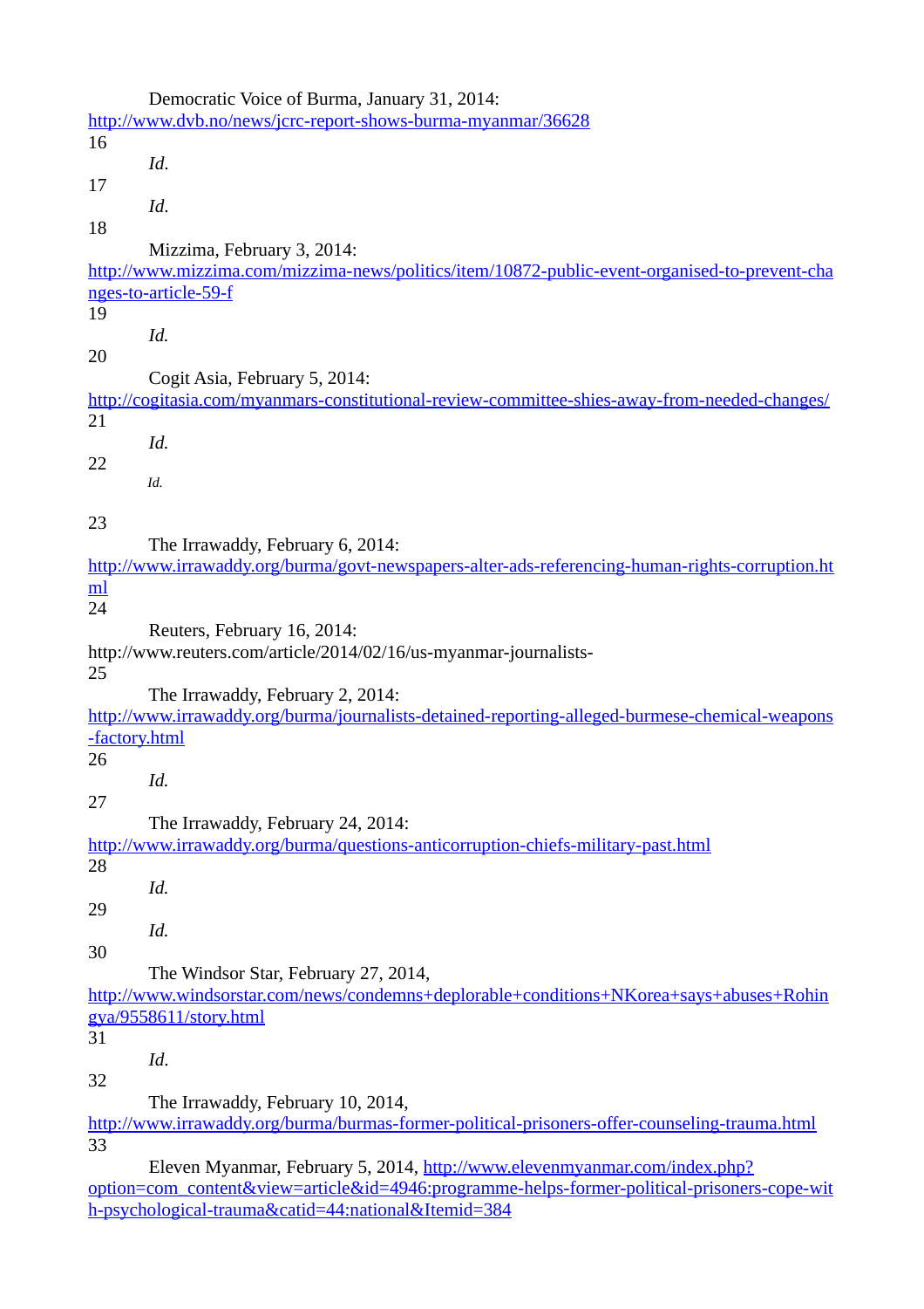Democratic Voice of Burma, January 31, 2014: http://www.dvb.no/news/jcrc-report-shows-burma-myanmar/36628

16 *Id*.

17 *Id*.

18 Mizzima, February 3, 2014: http://www.mizzima.com/mizzima-news/politics/item/10872-public-event-organised-to-prevent-changes-to-article-59-f

19 *Id.*

20 Cogit Asia, February 5, 2014: http://cogitasia.com/myanmars-constitutional-review-committee-shies-away-from-needed-changes/

21 *Id.*

22 *Id.*

23 The Irrawaddy, February 6, 2014: http://www.irrawaddy.org/burma/govt-newspapers-alter-ads-referencing-human-rights-corruption.html

24 Reuters, February 16, 2014: http://www.reuters.com/article/2014/02/16/us-myanmar-journalists-

25 The Irrawaddy, February 2, 2014: http://www.irrawaddy.org/burma/journalists-detained-reporting-alleged-burmese-chemical-weapons-factory.html

26 *Id.*

27 The Irrawaddy, February 24, 2014: http://www.irrawaddy.org/burma/questions-anticorruption-chiefs-military-past.html

28 *Id.*

29 *Id.*

30 The Windsor Star, February 27, 2014, http://www.windsorstar.com/news/condemns+deplorable+conditions+NKorea+says+abuses+Rohingya/9558611/story.html

31 *Id*.

32 The Irrawaddy, February 10, 2014, http://www.irrawaddy.org/burma/burmas-former-political-prisoners-offer-counseling-trauma.html

33 Eleven Myanmar, February 5, 2014, http://www.elevenmyanmar.com/index.php?option=com_content&view=article&id=4946:programme-helps-former-political-prisoners-cope-with-psychological-trauma&catid=44:national&Itemid=384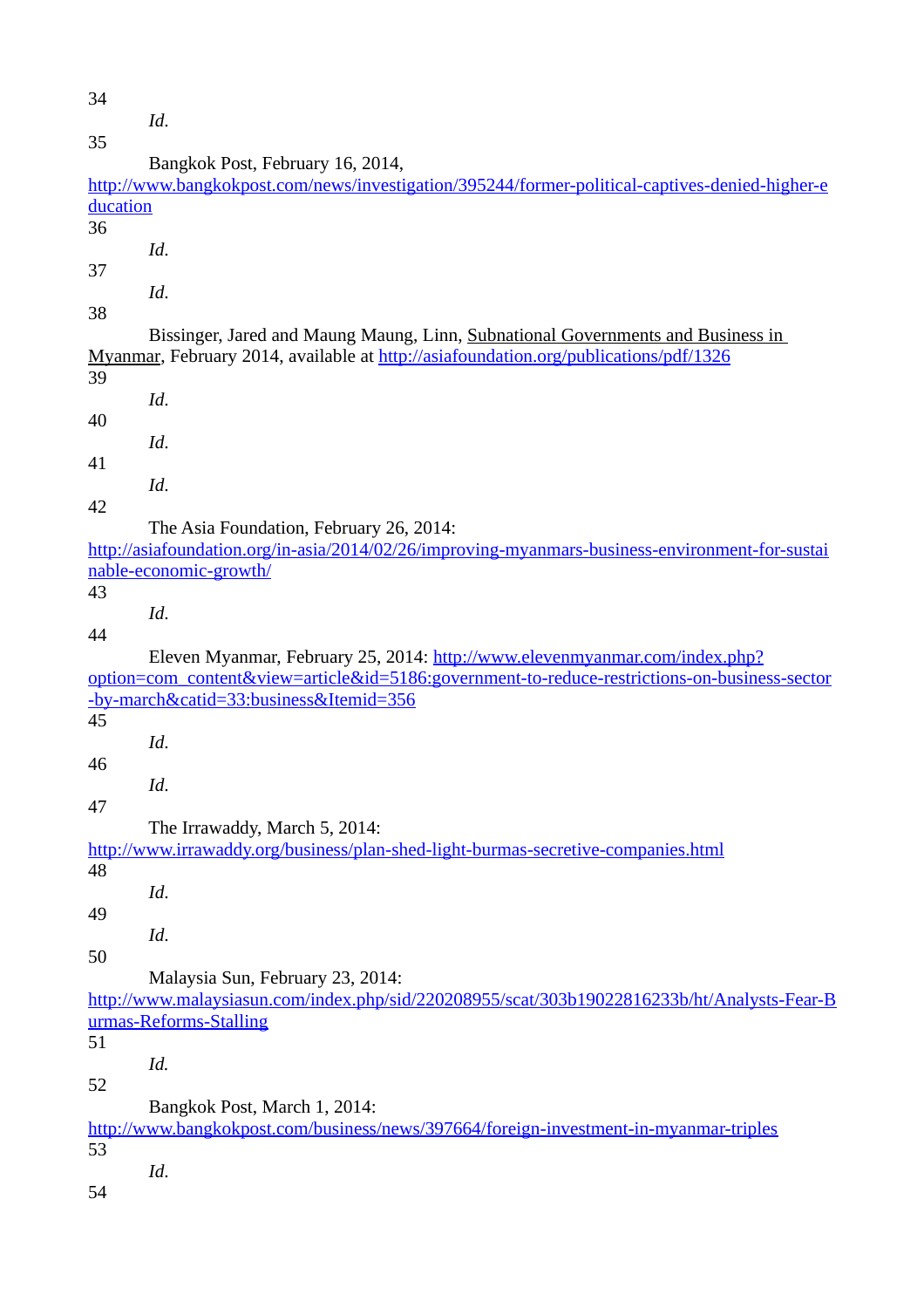34 *Id*.

35 Bangkok Post, February 16, 2014, http://www.bangkokpost.com/news/investigation/395244/former-political-captives-denied-higher-education

36 *Id*.

37 *Id*.

38 Bissinger, Jared and Maung Maung, Linn, Subnational Governments and Business in Myanmar, February 2014, available at http://asiafoundation.org/publications/pdf/1326

39 *Id*.

40 *Id*.

41 *Id*.

42 The Asia Foundation, February 26, 2014: http://asiafoundation.org/in-asia/2014/02/26/improving-myanmars-business-environment-for-sustainable-economic-growth/

43 *Id*.

44 Eleven Myanmar, February 25, 2014: http://www.elevenmyanmar.com/index.php?option=com_content&view=article&id=5186:government-to-reduce-restrictions-on-business-sector-by-march&catid=33:business&Itemid=356

45 *Id*.

46 *Id*.

47 The Irrawaddy, March 5, 2014: http://www.irrawaddy.org/business/plan-shed-light-burmas-secretive-companies.html

48 *Id*.

49 *Id*.

50 Malaysia Sun, February 23, 2014: http://www.malaysiasun.com/index.php/sid/220208955/scat/303b19022816233b/ht/Analysts-Fear-Burmas-Reforms-Stalling

51 *Id.*

52 Bangkok Post, March 1, 2014: http://www.bangkokpost.com/business/news/397664/foreign-investment-in-myanmar-triples

53 *Id*.

54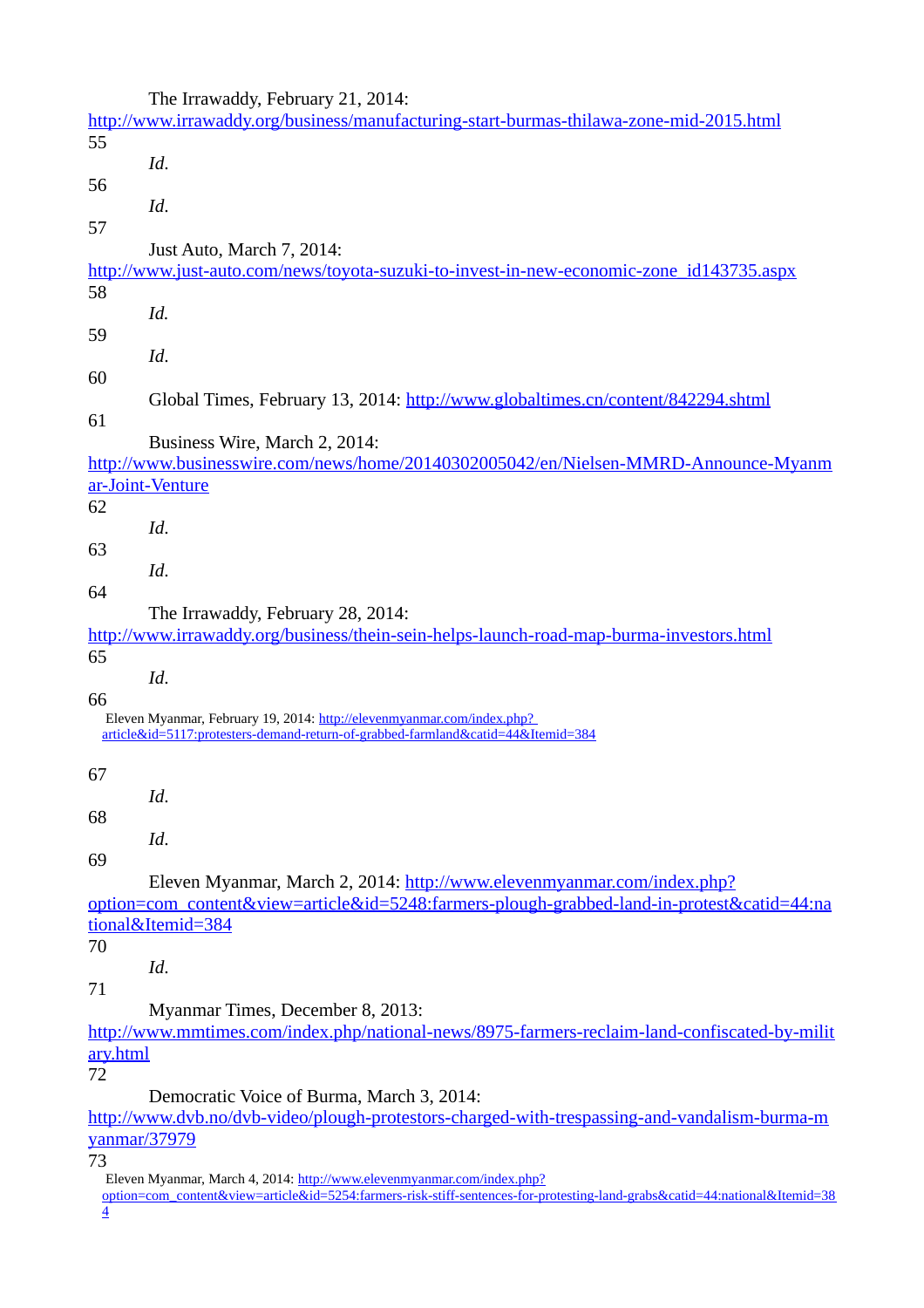The Irrawaddy, February 21, 2014: http://www.irrawaddy.org/business/manufacturing-start-burmas-thilawa-zone-mid-2015.html

55 *Id*.

56 *Id*.

57 Just Auto, March 7, 2014: http://www.just-auto.com/news/toyota-suzuki-to-invest-in-new-economic-zone_id143735.aspx

58 *Id.*

59 *Id*.

60 Global Times, February 13, 2014: http://www.globaltimes.cn/content/842294.shtml

61 Business Wire, March 2, 2014: http://www.businesswire.com/news/home/20140302005042/en/Nielsen-MMRD-Announce-Myanmar-Joint-Venture

62 *Id*.

63 *Id*.

64 The Irrawaddy, February 28, 2014: http://www.irrawaddy.org/business/thein-sein-helps-launch-road-map-burma-investors.html

65 *Id*.

66 Eleven Myanmar, February 19, 2014: http://elevenmyanmar.com/index.php?article&id=5117:protesters-demand-return-of-grabbed-farmland&catid=44&Itemid=384

67 *Id*.

68 *Id*.

69 Eleven Myanmar, March 2, 2014: http://www.elevenmyanmar.com/index.php?option=com_content&view=article&id=5248:farmers-plough-grabbed-land-in-protest&catid=44:national&Itemid=384

70 *Id*.

71 Myanmar Times, December 8, 2013: http://www.mmtimes.com/index.php/national-news/8975-farmers-reclaim-land-confiscated-by-military.html

72 Democratic Voice of Burma, March 3, 2014: http://www.dvb.no/dvb-video/plough-protestors-charged-with-trespassing-and-vandalism-burma-myanmar/37979

73 Eleven Myanmar, March 4, 2014: http://www.elevenmyanmar.com/index.php?option=com_content&view=article&id=5254:farmers-risk-stiff-sentences-for-protesting-land-grabs&catid=44:national&Itemid=384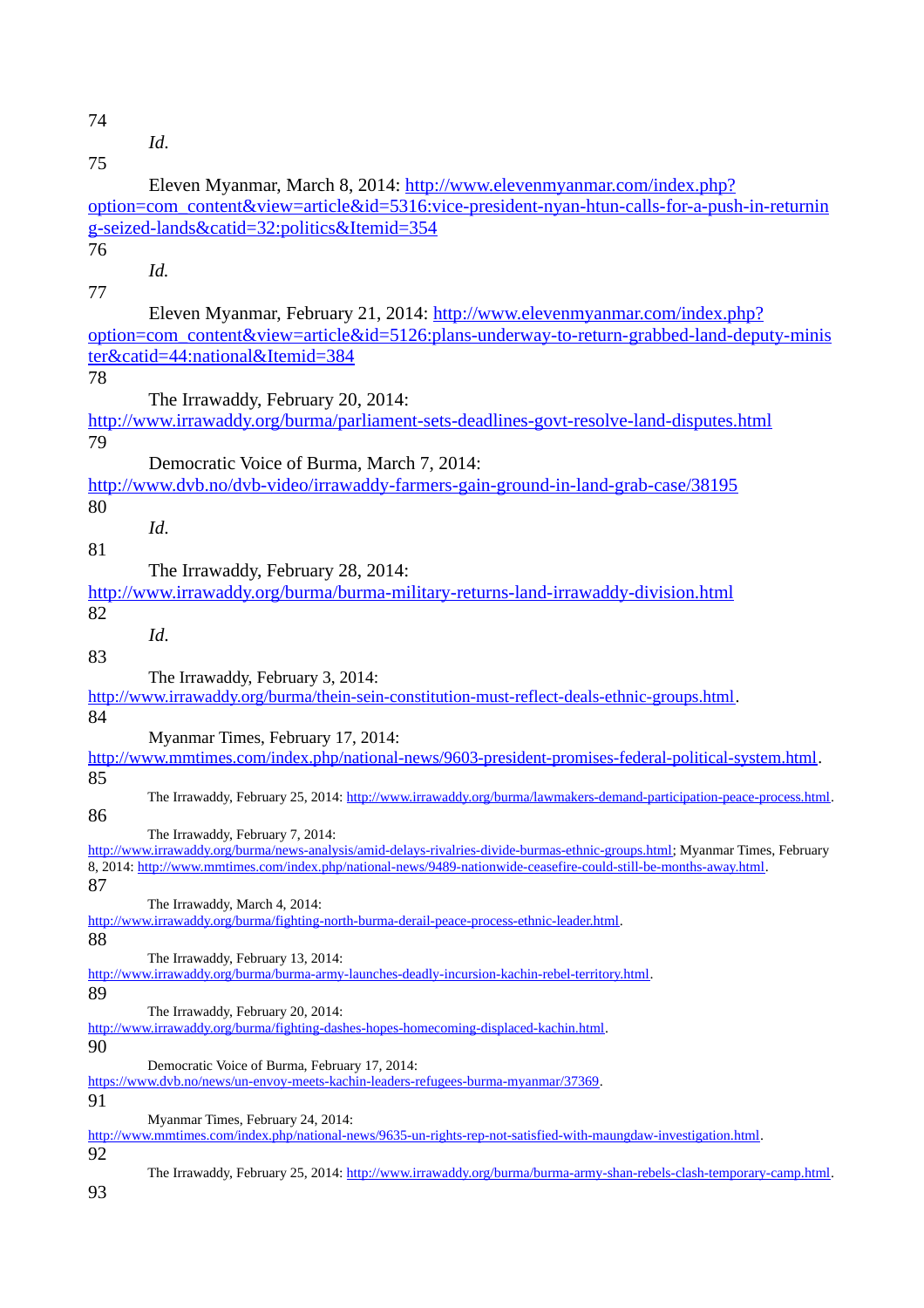74
*Id*.

75
Eleven Myanmar, March 8, 2014: http://www.elevenmyanmar.com/index.php?option=com_content&view=article&id=5316:vice-president-nyan-htun-calls-for-a-push-in-returning-seized-lands&catid=32:politics&Itemid=354

76
*Id.*

77
Eleven Myanmar, February 21, 2014: http://www.elevenmyanmar.com/index.php?option=com_content&view=article&id=5126:plans-underway-to-return-grabbed-land-deputy-minister&catid=44:national&Itemid=384

78
The Irrawaddy, February 20, 2014: http://www.irrawaddy.org/burma/parliament-sets-deadlines-govt-resolve-land-disputes.html

79
Democratic Voice of Burma, March 7, 2014: http://www.dvb.no/dvb-video/irrawaddy-farmers-gain-ground-in-land-grab-case/38195

80
*Id*.

81
The Irrawaddy, February 28, 2014: http://www.irrawaddy.org/burma/burma-military-returns-land-irrawaddy-division.html

82
*Id*.

83
The Irrawaddy, February 3, 2014: http://www.irrawaddy.org/burma/thein-sein-constitution-must-reflect-deals-ethnic-groups.html.

84
Myanmar Times, February 17, 2014: http://www.mmtimes.com/index.php/national-news/9603-president-promises-federal-political-system.html.

85
The Irrawaddy, February 25, 2014: http://www.irrawaddy.org/burma/lawmakers-demand-participation-peace-process.html.

86
The Irrawaddy, February 7, 2014: http://www.irrawaddy.org/burma/news-analysis/amid-delays-rivalries-divide-burmas-ethnic-groups.html; Myanmar Times, February 8, 2014: http://www.mmtimes.com/index.php/national-news/9489-nationwide-ceasefire-could-still-be-months-away.html.

87
The Irrawaddy, March 4, 2014: http://www.irrawaddy.org/burma/fighting-north-burma-derail-peace-process-ethnic-leader.html.

88
The Irrawaddy, February 13, 2014: http://www.irrawaddy.org/burma/burma-army-launches-deadly-incursion-kachin-rebel-territory.html.

89
The Irrawaddy, February 20, 2014: http://www.irrawaddy.org/burma/fighting-dashes-hopes-homecoming-displaced-kachin.html.

90
Democratic Voice of Burma, February 17, 2014: https://www.dvb.no/news/un-envoy-meets-kachin-leaders-refugees-burma-myanmar/37369.

91
Myanmar Times, February 24, 2014: http://www.mmtimes.com/index.php/national-news/9635-un-rights-rep-not-satisfied-with-maungdaw-investigation.html.

92
The Irrawaddy, February 25, 2014: http://www.irrawaddy.org/burma/burma-army-shan-rebels-clash-temporary-camp.html.

93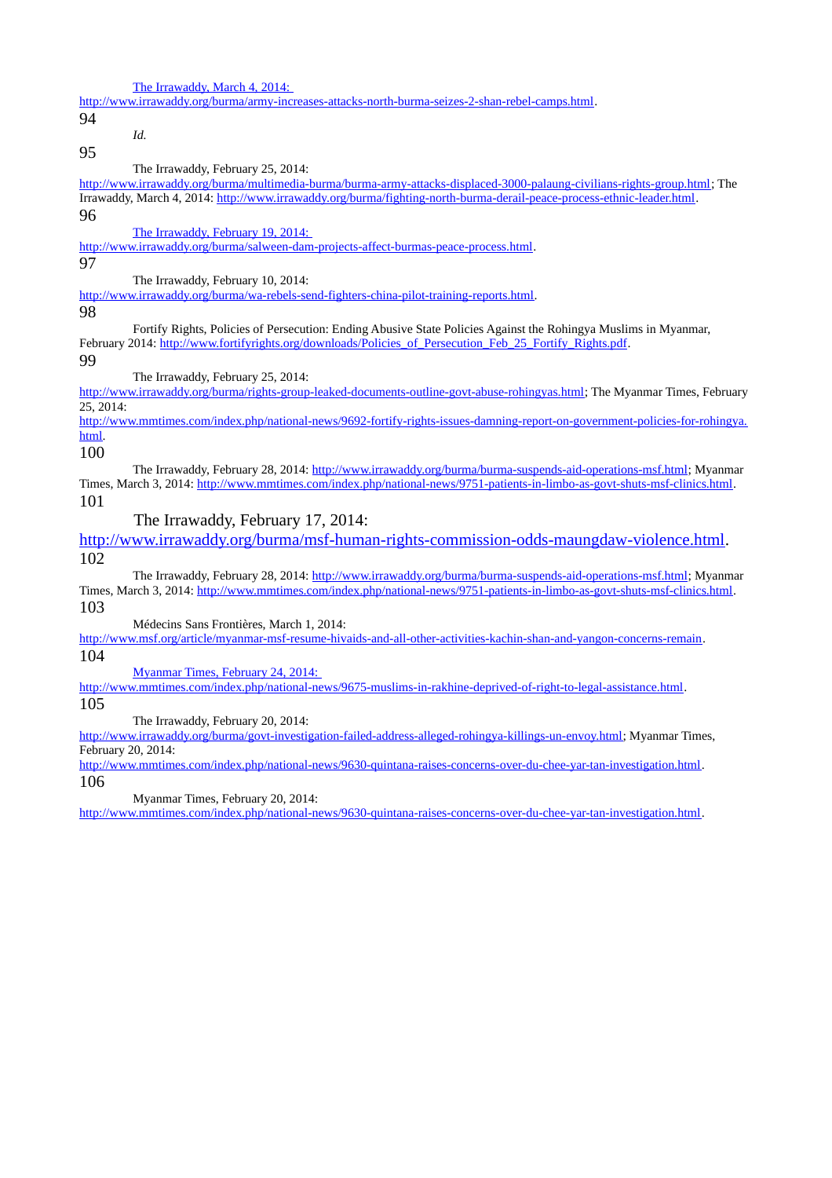The Irrawaddy, March 4, 2014: http://www.irrawaddy.org/burma/army-increases-attacks-north-burma-seizes-2-shan-rebel-camps.html.

94
*Id.*

95
The Irrawaddy, February 25, 2014: http://www.irrawaddy.org/burma/multimedia-burma/burma-army-attacks-displaced-3000-palaung-civilians-rights-group.html; The Irrawaddy, March 4, 2014: http://www.irrawaddy.org/burma/fighting-north-burma-derail-peace-process-ethnic-leader.html.

96
The Irrawaddy, February 19, 2014: http://www.irrawaddy.org/burma/salween-dam-projects-affect-burmas-peace-process.html.

97
The Irrawaddy, February 10, 2014: http://www.irrawaddy.org/burma/wa-rebels-send-fighters-china-pilot-training-reports.html.

98
Fortify Rights, Policies of Persecution: Ending Abusive State Policies Against the Rohingya Muslims in Myanmar, February 2014: http://www.fortifyrights.org/downloads/Policies_of_Persecution_Feb_25_Fortify_Rights.pdf.

99
The Irrawaddy, February 25, 2014: http://www.irrawaddy.org/burma/rights-group-leaked-documents-outline-govt-abuse-rohingyas.html; The Myanmar Times, February 25, 2014: http://www.mmtimes.com/index.php/national-news/9692-fortify-rights-issues-damning-report-on-government-policies-for-rohingya.html.

100
The Irrawaddy, February 28, 2014: http://www.irrawaddy.org/burma/burma-suspends-aid-operations-msf.html; Myanmar Times, March 3, 2014: http://www.mmtimes.com/index.php/national-news/9751-patients-in-limbo-as-govt-shuts-msf-clinics.html.

101
The Irrawaddy, February 17, 2014: http://www.irrawaddy.org/burma/msf-human-rights-commission-odds-maungdaw-violence.html.

102
The Irrawaddy, February 28, 2014: http://www.irrawaddy.org/burma/burma-suspends-aid-operations-msf.html; Myanmar Times, March 3, 2014: http://www.mmtimes.com/index.php/national-news/9751-patients-in-limbo-as-govt-shuts-msf-clinics.html.

103
Médecins Sans Frontières, March 1, 2014: http://www.msf.org/article/myanmar-msf-resume-hivaids-and-all-other-activities-kachin-shan-and-yangon-concerns-remain.

104
Myanmar Times, February 24, 2014: http://www.mmtimes.com/index.php/national-news/9675-muslims-in-rakhine-deprived-of-right-to-legal-assistance.html.

105
The Irrawaddy, February 20, 2014: http://www.irrawaddy.org/burma/govt-investigation-failed-address-alleged-rohingya-killings-un-envoy.html; Myanmar Times, February 20, 2014: http://www.mmtimes.com/index.php/national-news/9630-quintana-raises-concerns-over-du-chee-yar-tan-investigation.html.

106
Myanmar Times, February 20, 2014: http://www.mmtimes.com/index.php/national-news/9630-quintana-raises-concerns-over-du-chee-yar-tan-investigation.html.